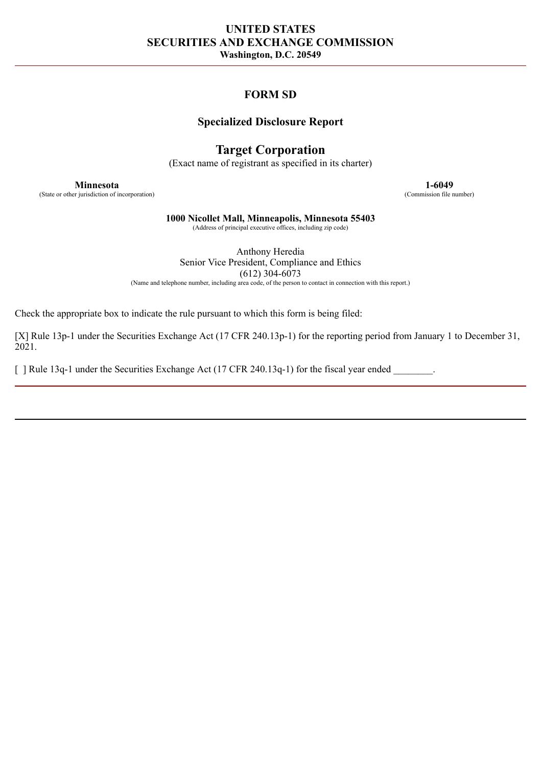# UNITED STATES
# SECURITIES AND EXCHANGE COMMISSION
**Washington, D.C. 20549**

---

## FORM SD

### Specialized Disclosure Report

## Target Corporation

(Exact name of registrant as specified in its charter)

| **Minnesota** | **1-6049** |
|---|---|
| (State or other jurisdiction of incorporation) | (Commission file number) |

**1000 Nicollet Mall, Minneapolis, Minnesota 55403**
(Address of principal executive offices, including zip code)

Anthony Heredia
Senior Vice President, Compliance and Ethics
(612) 304-6073
(Name and telephone number, including area code, of the person to contact in connection with this report.)

Check the appropriate box to indicate the rule pursuant to which this form is being filed:

[X] Rule 13p-1 under the Securities Exchange Act (17 CFR 240.13p-1) for the reporting period from January 1 to December 31, 2021.

[ ] Rule 13q-1 under the Securities Exchange Act (17 CFR 240.13q-1) for the fiscal year ended ________.

---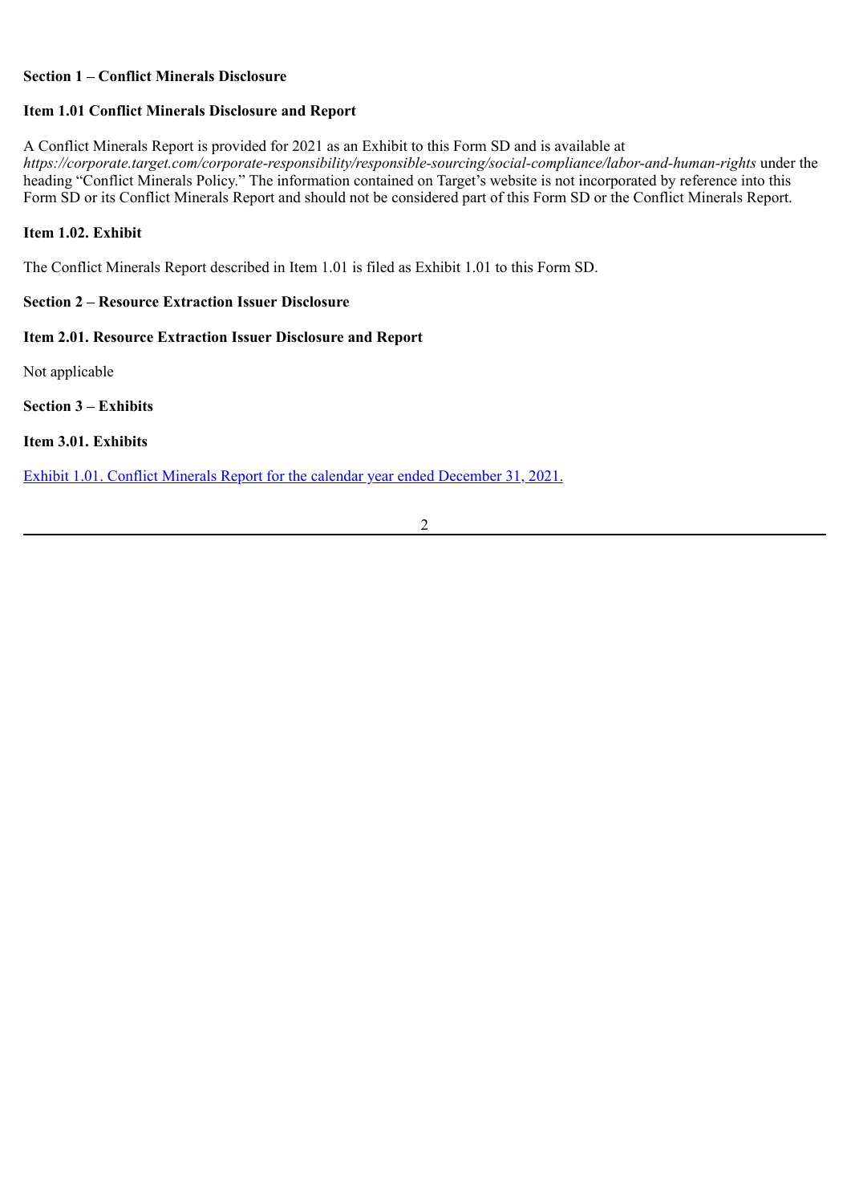**Section 1 – Conflict Minerals Disclosure**

**Item 1.01 Conflict Minerals Disclosure and Report**

A Conflict Minerals Report is provided for 2021 as an Exhibit to this Form SD and is available at *https://corporate.target.com/corporate-responsibility/responsible-sourcing/social-compliance/labor-and-human-rights* under the heading "Conflict Minerals Policy." The information contained on Target's website is not incorporated by reference into this Form SD or its Conflict Minerals Report and should not be considered part of this Form SD or the Conflict Minerals Report.

**Item 1.02. Exhibit**

The Conflict Minerals Report described in Item 1.01 is filed as Exhibit 1.01 to this Form SD.

**Section 2 – Resource Extraction Issuer Disclosure**

**Item 2.01. Resource Extraction Issuer Disclosure and Report**

Not applicable

**Section 3 – Exhibits**

**Item 3.01. Exhibits**

Exhibit 1.01. Conflict Minerals Report for the calendar year ended December 31, 2021.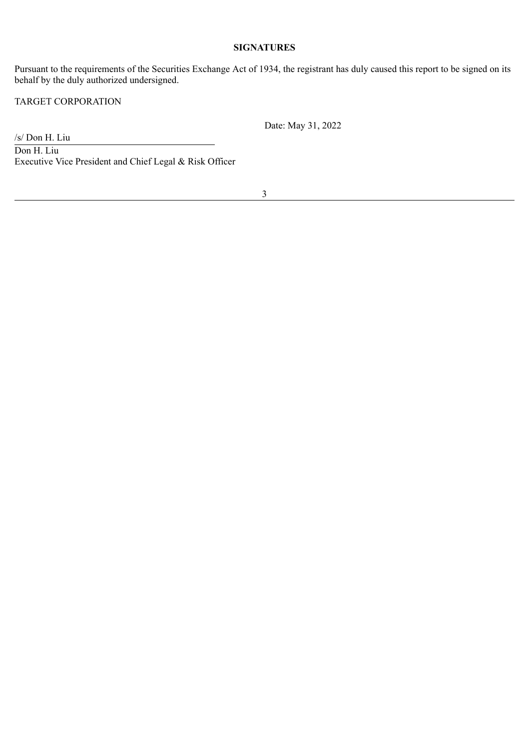## SIGNATURES

Pursuant to the requirements of the Securities Exchange Act of 1934, the registrant has duly caused this report to be signed on its behalf by the duly authorized undersigned.

TARGET CORPORATION

Date: May 31, 2022

/s/ Don H. Liu

Don H. Liu
Executive Vice President and Chief Legal & Risk Officer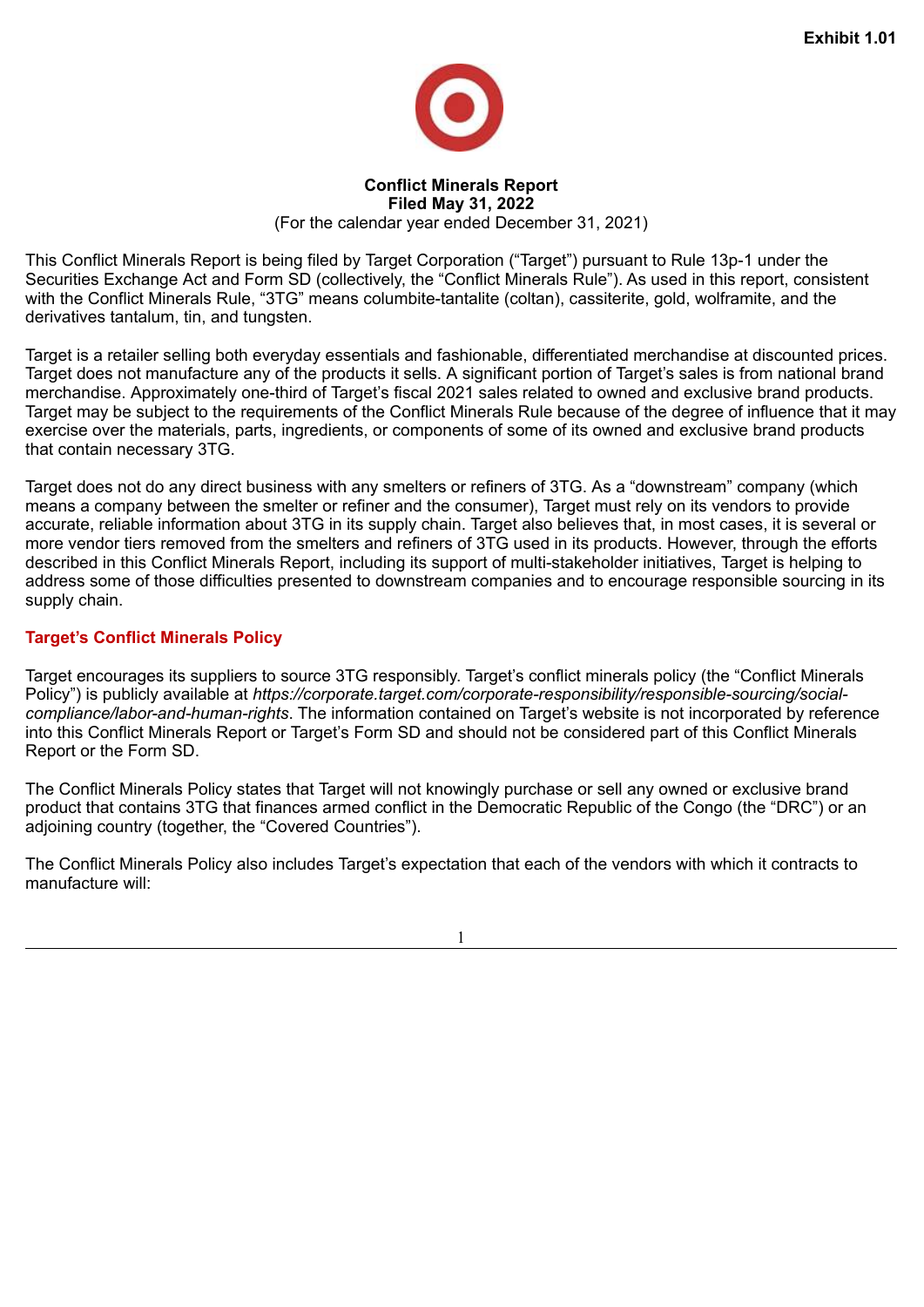Exhibit 1.01

**Conflict Minerals Report**
**Filed May 31, 2022**
(For the calendar year ended December 31, 2021)

This Conflict Minerals Report is being filed by Target Corporation ("Target") pursuant to Rule 13p-1 under the Securities Exchange Act and Form SD (collectively, the "Conflict Minerals Rule"). As used in this report, consistent with the Conflict Minerals Rule, "3TG" means columbite-tantalite (coltan), cassiterite, gold, wolframite, and the derivatives tantalum, tin, and tungsten.

Target is a retailer selling both everyday essentials and fashionable, differentiated merchandise at discounted prices. Target does not manufacture any of the products it sells. A significant portion of Target's sales is from national brand merchandise. Approximately one-third of Target's fiscal 2021 sales related to owned and exclusive brand products. Target may be subject to the requirements of the Conflict Minerals Rule because of the degree of influence that it may exercise over the materials, parts, ingredients, or components of some of its owned and exclusive brand products that contain necessary 3TG.

Target does not do any direct business with any smelters or refiners of 3TG. As a "downstream" company (which means a company between the smelter or refiner and the consumer), Target must rely on its vendors to provide accurate, reliable information about 3TG in its supply chain. Target also believes that, in most cases, it is several or more vendor tiers removed from the smelters and refiners of 3TG used in its products. However, through the efforts described in this Conflict Minerals Report, including its support of multi-stakeholder initiatives, Target is helping to address some of those difficulties presented to downstream companies and to encourage responsible sourcing in its supply chain.

## Target's Conflict Minerals Policy

Target encourages its suppliers to source 3TG responsibly. Target's conflict minerals policy (the "Conflict Minerals Policy") is publicly available at *https://corporate.target.com/corporate-responsibility/responsible-sourcing/social-compliance/labor-and-human-rights*. The information contained on Target's website is not incorporated by reference into this Conflict Minerals Report or Target's Form SD and should not be considered part of this Conflict Minerals Report or the Form SD.

The Conflict Minerals Policy states that Target will not knowingly purchase or sell any owned or exclusive brand product that contains 3TG that finances armed conflict in the Democratic Republic of the Congo (the "DRC") or an adjoining country (together, the "Covered Countries").

The Conflict Minerals Policy also includes Target's expectation that each of the vendors with which it contracts to manufacture will: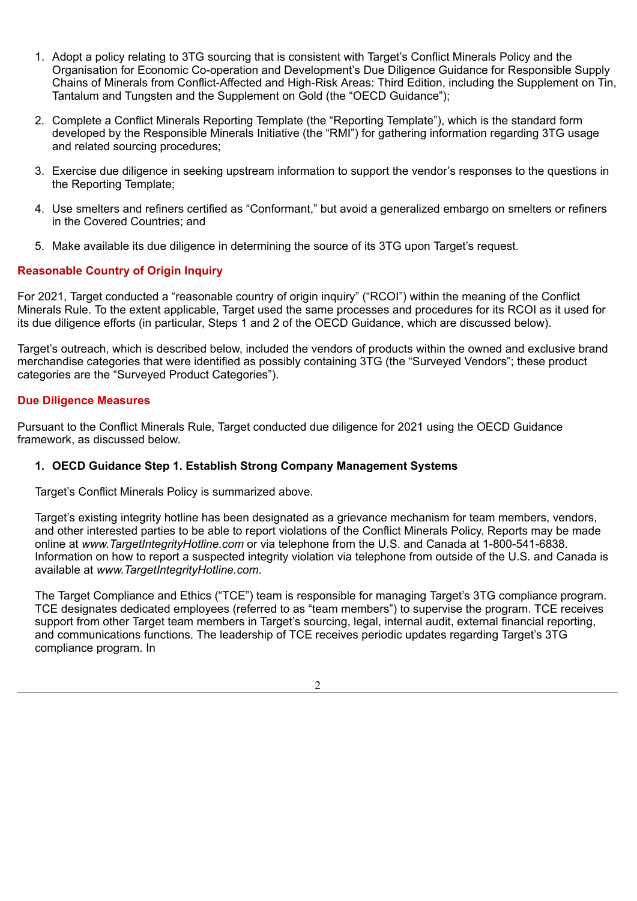1. Adopt a policy relating to 3TG sourcing that is consistent with Target's Conflict Minerals Policy and the Organisation for Economic Co-operation and Development's Due Diligence Guidance for Responsible Supply Chains of Minerals from Conflict-Affected and High-Risk Areas: Third Edition, including the Supplement on Tin, Tantalum and Tungsten and the Supplement on Gold (the "OECD Guidance");

2. Complete a Conflict Minerals Reporting Template (the "Reporting Template"), which is the standard form developed by the Responsible Minerals Initiative (the "RMI") for gathering information regarding 3TG usage and related sourcing procedures;

3. Exercise due diligence in seeking upstream information to support the vendor's responses to the questions in the Reporting Template;

4. Use smelters and refiners certified as "Conformant," but avoid a generalized embargo on smelters or refiners in the Covered Countries; and

5. Make available its due diligence in determining the source of its 3TG upon Target's request.

## Reasonable Country of Origin Inquiry

For 2021, Target conducted a "reasonable country of origin inquiry" ("RCOI") within the meaning of the Conflict Minerals Rule. To the extent applicable, Target used the same processes and procedures for its RCOI as it used for its due diligence efforts (in particular, Steps 1 and 2 of the OECD Guidance, which are discussed below).

Target's outreach, which is described below, included the vendors of products within the owned and exclusive brand merchandise categories that were identified as possibly containing 3TG (the "Surveyed Vendors"; these product categories are the "Surveyed Product Categories").

## Due Diligence Measures

Pursuant to the Conflict Minerals Rule, Target conducted due diligence for 2021 using the OECD Guidance framework, as discussed below.

### 1. OECD Guidance Step 1. Establish Strong Company Management Systems

Target's Conflict Minerals Policy is summarized above.

Target's existing integrity hotline has been designated as a grievance mechanism for team members, vendors, and other interested parties to be able to report violations of the Conflict Minerals Policy. Reports may be made online at *www.TargetIntegrityHotline.com* or via telephone from the U.S. and Canada at 1-800-541-6838. Information on how to report a suspected integrity violation via telephone from outside of the U.S. and Canada is available at *www.TargetIntegrityHotline.com*.

The Target Compliance and Ethics ("TCE") team is responsible for managing Target's 3TG compliance program. TCE designates dedicated employees (referred to as "team members") to supervise the program. TCE receives support from other Target team members in Target's sourcing, legal, internal audit, external financial reporting, and communications functions. The leadership of TCE receives periodic updates regarding Target's 3TG compliance program. In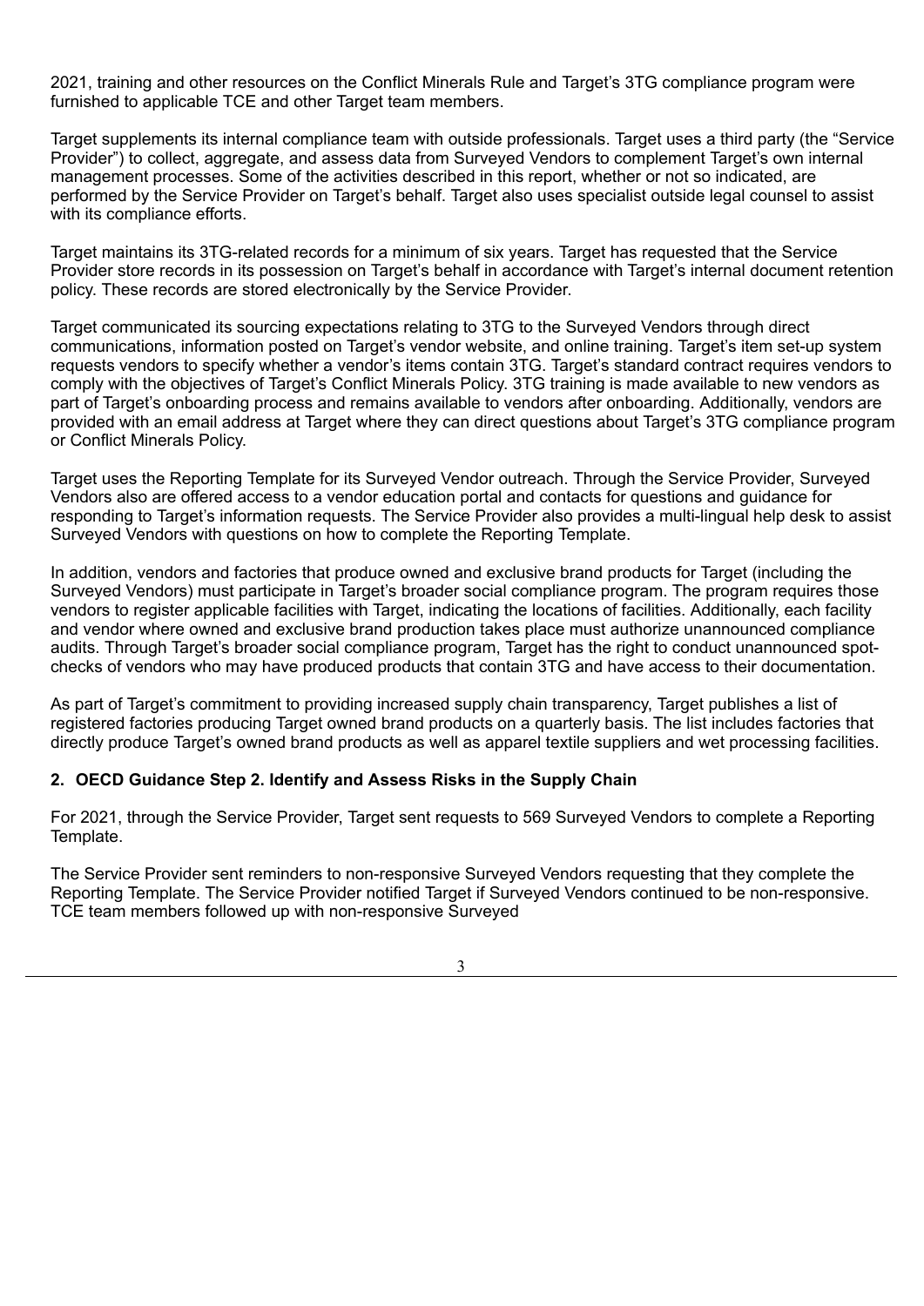2021, training and other resources on the Conflict Minerals Rule and Target's 3TG compliance program were furnished to applicable TCE and other Target team members.

Target supplements its internal compliance team with outside professionals. Target uses a third party (the "Service Provider") to collect, aggregate, and assess data from Surveyed Vendors to complement Target's own internal management processes. Some of the activities described in this report, whether or not so indicated, are performed by the Service Provider on Target's behalf. Target also uses specialist outside legal counsel to assist with its compliance efforts.

Target maintains its 3TG-related records for a minimum of six years. Target has requested that the Service Provider store records in its possession on Target's behalf in accordance with Target's internal document retention policy. These records are stored electronically by the Service Provider.

Target communicated its sourcing expectations relating to 3TG to the Surveyed Vendors through direct communications, information posted on Target's vendor website, and online training. Target's item set-up system requests vendors to specify whether a vendor's items contain 3TG. Target's standard contract requires vendors to comply with the objectives of Target's Conflict Minerals Policy. 3TG training is made available to new vendors as part of Target's onboarding process and remains available to vendors after onboarding. Additionally, vendors are provided with an email address at Target where they can direct questions about Target's 3TG compliance program or Conflict Minerals Policy.

Target uses the Reporting Template for its Surveyed Vendor outreach. Through the Service Provider, Surveyed Vendors also are offered access to a vendor education portal and contacts for questions and guidance for responding to Target's information requests. The Service Provider also provides a multi-lingual help desk to assist Surveyed Vendors with questions on how to complete the Reporting Template.

In addition, vendors and factories that produce owned and exclusive brand products for Target (including the Surveyed Vendors) must participate in Target's broader social compliance program. The program requires those vendors to register applicable facilities with Target, indicating the locations of facilities. Additionally, each facility and vendor where owned and exclusive brand production takes place must authorize unannounced compliance audits. Through Target's broader social compliance program, Target has the right to conduct unannounced spot-checks of vendors who may have produced products that contain 3TG and have access to their documentation.

As part of Target's commitment to providing increased supply chain transparency, Target publishes a list of registered factories producing Target owned brand products on a quarterly basis. The list includes factories that directly produce Target's owned brand products as well as apparel textile suppliers and wet processing facilities.

**2. OECD Guidance Step 2. Identify and Assess Risks in the Supply Chain**

For 2021, through the Service Provider, Target sent requests to 569 Surveyed Vendors to complete a Reporting Template.

The Service Provider sent reminders to non-responsive Surveyed Vendors requesting that they complete the Reporting Template. The Service Provider notified Target if Surveyed Vendors continued to be non-responsive. TCE team members followed up with non-responsive Surveyed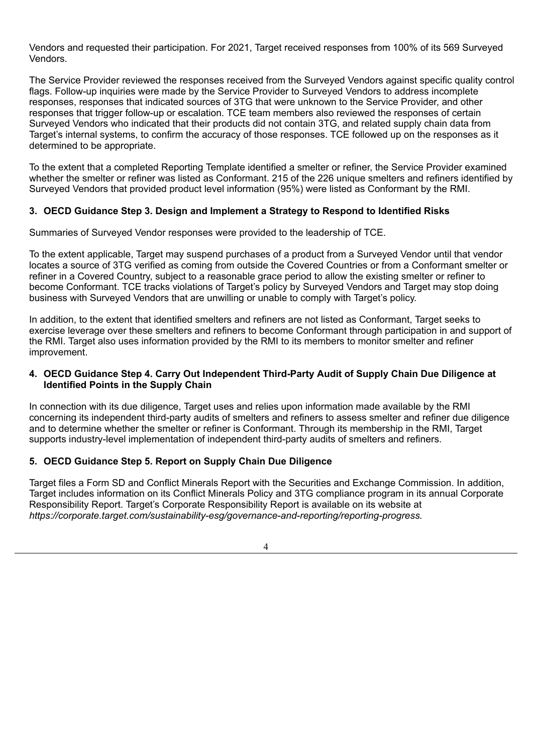Vendors and requested their participation. For 2021, Target received responses from 100% of its 569 Surveyed Vendors.

The Service Provider reviewed the responses received from the Surveyed Vendors against specific quality control flags. Follow-up inquiries were made by the Service Provider to Surveyed Vendors to address incomplete responses, responses that indicated sources of 3TG that were unknown to the Service Provider, and other responses that trigger follow-up or escalation. TCE team members also reviewed the responses of certain Surveyed Vendors who indicated that their products did not contain 3TG, and related supply chain data from Target's internal systems, to confirm the accuracy of those responses. TCE followed up on the responses as it determined to be appropriate.

To the extent that a completed Reporting Template identified a smelter or refiner, the Service Provider examined whether the smelter or refiner was listed as Conformant. 215 of the 226 unique smelters and refiners identified by Surveyed Vendors that provided product level information (95%) were listed as Conformant by the RMI.

**3. OECD Guidance Step 3. Design and Implement a Strategy to Respond to Identified Risks**

Summaries of Surveyed Vendor responses were provided to the leadership of TCE.

To the extent applicable, Target may suspend purchases of a product from a Surveyed Vendor until that vendor locates a source of 3TG verified as coming from outside the Covered Countries or from a Conformant smelter or refiner in a Covered Country, subject to a reasonable grace period to allow the existing smelter or refiner to become Conformant. TCE tracks violations of Target's policy by Surveyed Vendors and Target may stop doing business with Surveyed Vendors that are unwilling or unable to comply with Target's policy.

In addition, to the extent that identified smelters and refiners are not listed as Conformant, Target seeks to exercise leverage over these smelters and refiners to become Conformant through participation in and support of the RMI. Target also uses information provided by the RMI to its members to monitor smelter and refiner improvement.

**4. OECD Guidance Step 4. Carry Out Independent Third-Party Audit of Supply Chain Due Diligence at Identified Points in the Supply Chain**

In connection with its due diligence, Target uses and relies upon information made available by the RMI concerning its independent third-party audits of smelters and refiners to assess smelter and refiner due diligence and to determine whether the smelter or refiner is Conformant. Through its membership in the RMI, Target supports industry-level implementation of independent third-party audits of smelters and refiners.

**5. OECD Guidance Step 5. Report on Supply Chain Due Diligence**

Target files a Form SD and Conflict Minerals Report with the Securities and Exchange Commission. In addition, Target includes information on its Conflict Minerals Policy and 3TG compliance program in its annual Corporate Responsibility Report. Target's Corporate Responsibility Report is available on its website at *https://corporate.target.com/sustainability-esg/governance-and-reporting/reporting-progress.*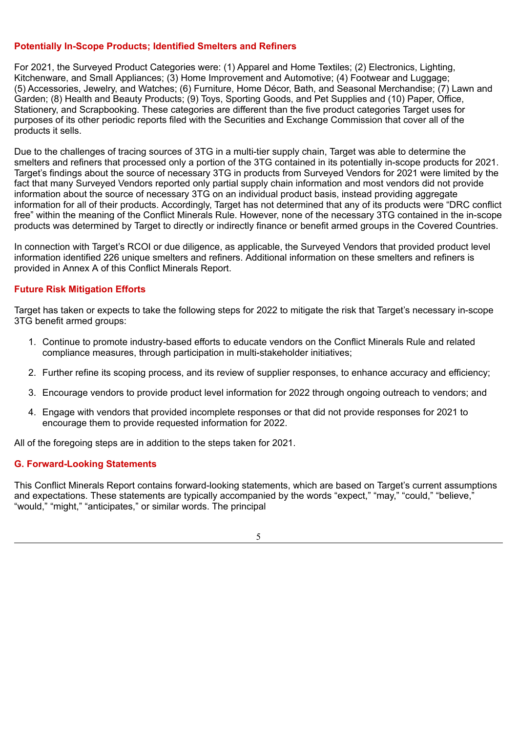### Potentially In-Scope Products; Identified Smelters and Refiners

For 2021, the Surveyed Product Categories were: (1) Apparel and Home Textiles; (2) Electronics, Lighting, Kitchenware, and Small Appliances; (3) Home Improvement and Automotive; (4) Footwear and Luggage; (5) Accessories, Jewelry, and Watches; (6) Furniture, Home Décor, Bath, and Seasonal Merchandise; (7) Lawn and Garden; (8) Health and Beauty Products; (9) Toys, Sporting Goods, and Pet Supplies and (10) Paper, Office, Stationery, and Scrapbooking. These categories are different than the five product categories Target uses for purposes of its other periodic reports filed with the Securities and Exchange Commission that cover all of the products it sells.

Due to the challenges of tracing sources of 3TG in a multi-tier supply chain, Target was able to determine the smelters and refiners that processed only a portion of the 3TG contained in its potentially in-scope products for 2021. Target's findings about the source of necessary 3TG in products from Surveyed Vendors for 2021 were limited by the fact that many Surveyed Vendors reported only partial supply chain information and most vendors did not provide information about the source of necessary 3TG on an individual product basis, instead providing aggregate information for all of their products. Accordingly, Target has not determined that any of its products were "DRC conflict free" within the meaning of the Conflict Minerals Rule. However, none of the necessary 3TG contained in the in-scope products was determined by Target to directly or indirectly finance or benefit armed groups in the Covered Countries.

In connection with Target's RCOI or due diligence, as applicable, the Surveyed Vendors that provided product level information identified 226 unique smelters and refiners. Additional information on these smelters and refiners is provided in Annex A of this Conflict Minerals Report.

### Future Risk Mitigation Efforts

Target has taken or expects to take the following steps for 2022 to mitigate the risk that Target's necessary in-scope 3TG benefit armed groups:

1. Continue to promote industry-based efforts to educate vendors on the Conflict Minerals Rule and related compliance measures, through participation in multi-stakeholder initiatives;

2. Further refine its scoping process, and its review of supplier responses, to enhance accuracy and efficiency;

3. Encourage vendors to provide product level information for 2022 through ongoing outreach to vendors; and

4. Engage with vendors that provided incomplete responses or that did not provide responses for 2021 to encourage them to provide requested information for 2022.

All of the foregoing steps are in addition to the steps taken for 2021.

## G. Forward-Looking Statements

This Conflict Minerals Report contains forward-looking statements, which are based on Target's current assumptions and expectations. These statements are typically accompanied by the words "expect," "may," "could," "believe," "would," "might," "anticipates," or similar words. The principal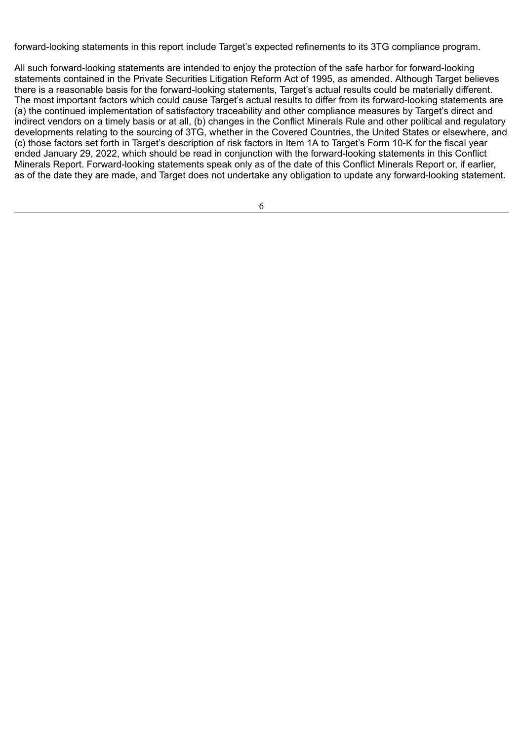forward-looking statements in this report include Target's expected refinements to its 3TG compliance program.

All such forward-looking statements are intended to enjoy the protection of the safe harbor for forward-looking statements contained in the Private Securities Litigation Reform Act of 1995, as amended. Although Target believes there is a reasonable basis for the forward-looking statements, Target's actual results could be materially different. The most important factors which could cause Target's actual results to differ from its forward-looking statements are (a) the continued implementation of satisfactory traceability and other compliance measures by Target's direct and indirect vendors on a timely basis or at all, (b) changes in the Conflict Minerals Rule and other political and regulatory developments relating to the sourcing of 3TG, whether in the Covered Countries, the United States or elsewhere, and (c) those factors set forth in Target's description of risk factors in Item 1A to Target's Form 10-K for the fiscal year ended January 29, 2022, which should be read in conjunction with the forward-looking statements in this Conflict Minerals Report. Forward-looking statements speak only as of the date of this Conflict Minerals Report or, if earlier, as of the date they are made, and Target does not undertake any obligation to update any forward-looking statement.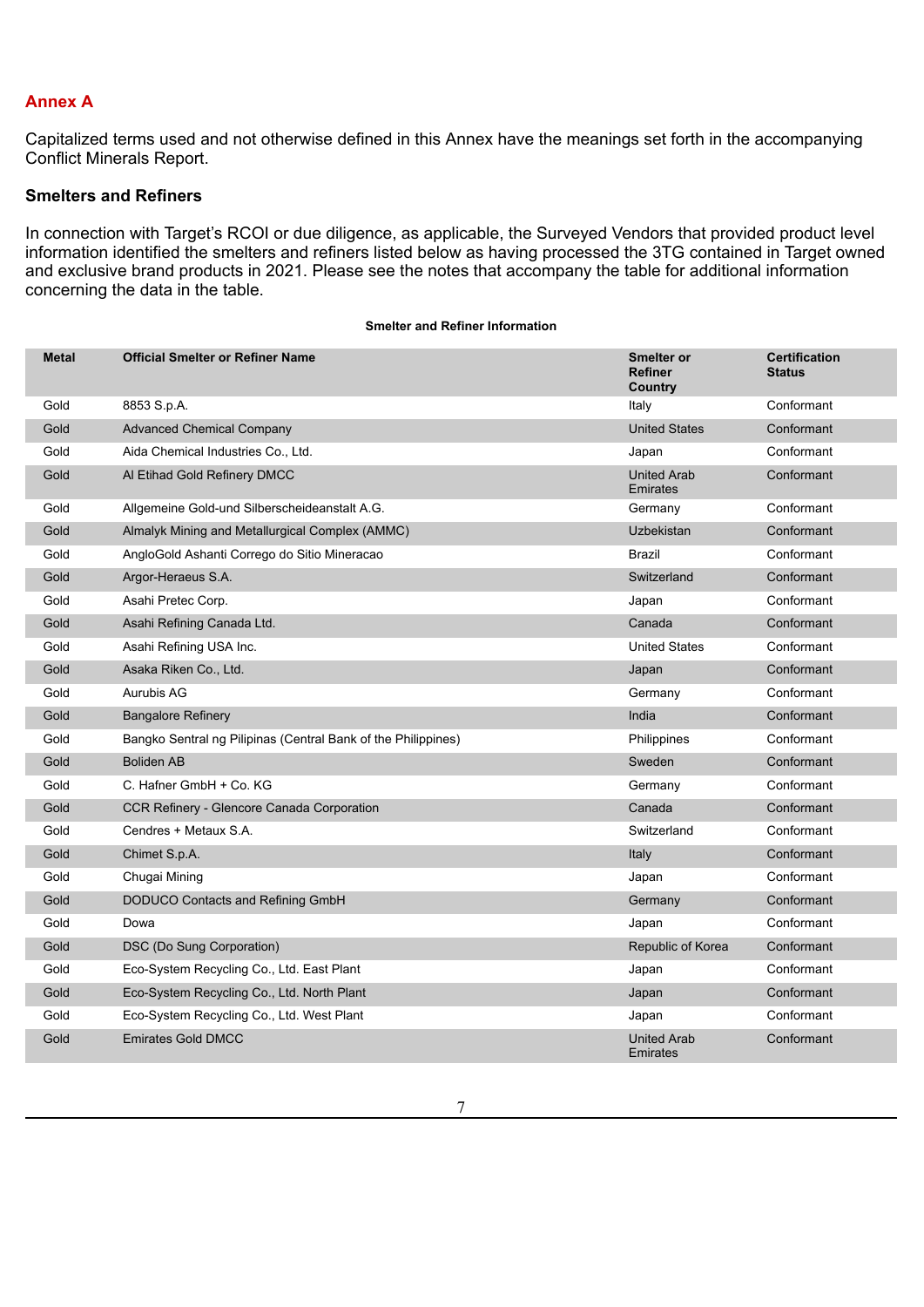## Annex A

Capitalized terms used and not otherwise defined in this Annex have the meanings set forth in the accompanying Conflict Minerals Report.

### Smelters and Refiners

In connection with Target's RCOI or due diligence, as applicable, the Surveyed Vendors that provided product level information identified the smelters and refiners listed below as having processed the 3TG contained in Target owned and exclusive brand products in 2021. Please see the notes that accompany the table for additional information concerning the data in the table.

**Smelter and Refiner Information**

| Metal | Official Smelter or Refiner Name | Smelter or Refiner Country | Certification Status |
|---|---|---|---|
| Gold | 8853 S.p.A. | Italy | Conformant |
| Gold | Advanced Chemical Company | United States | Conformant |
| Gold | Aida Chemical Industries Co., Ltd. | Japan | Conformant |
| Gold | Al Etihad Gold Refinery DMCC | United Arab Emirates | Conformant |
| Gold | Allgemeine Gold-und Silberscheideanstalt A.G. | Germany | Conformant |
| Gold | Almalyk Mining and Metallurgical Complex (AMMC) | Uzbekistan | Conformant |
| Gold | AngloGold Ashanti Corrego do Sitio Mineracao | Brazil | Conformant |
| Gold | Argor-Heraeus S.A. | Switzerland | Conformant |
| Gold | Asahi Pretec Corp. | Japan | Conformant |
| Gold | Asahi Refining Canada Ltd. | Canada | Conformant |
| Gold | Asahi Refining USA Inc. | United States | Conformant |
| Gold | Asaka Riken Co., Ltd. | Japan | Conformant |
| Gold | Aurubis AG | Germany | Conformant |
| Gold | Bangalore Refinery | India | Conformant |
| Gold | Bangko Sentral ng Pilipinas (Central Bank of the Philippines) | Philippines | Conformant |
| Gold | Boliden AB | Sweden | Conformant |
| Gold | C. Hafner GmbH + Co. KG | Germany | Conformant |
| Gold | CCR Refinery - Glencore Canada Corporation | Canada | Conformant |
| Gold | Cendres + Metaux S.A. | Switzerland | Conformant |
| Gold | Chimet S.p.A. | Italy | Conformant |
| Gold | Chugai Mining | Japan | Conformant |
| Gold | DODUCO Contacts and Refining GmbH | Germany | Conformant |
| Gold | Dowa | Japan | Conformant |
| Gold | DSC (Do Sung Corporation) | Republic of Korea | Conformant |
| Gold | Eco-System Recycling Co., Ltd. East Plant | Japan | Conformant |
| Gold | Eco-System Recycling Co., Ltd. North Plant | Japan | Conformant |
| Gold | Eco-System Recycling Co., Ltd. West Plant | Japan | Conformant |
| Gold | Emirates Gold DMCC | United Arab Emirates | Conformant |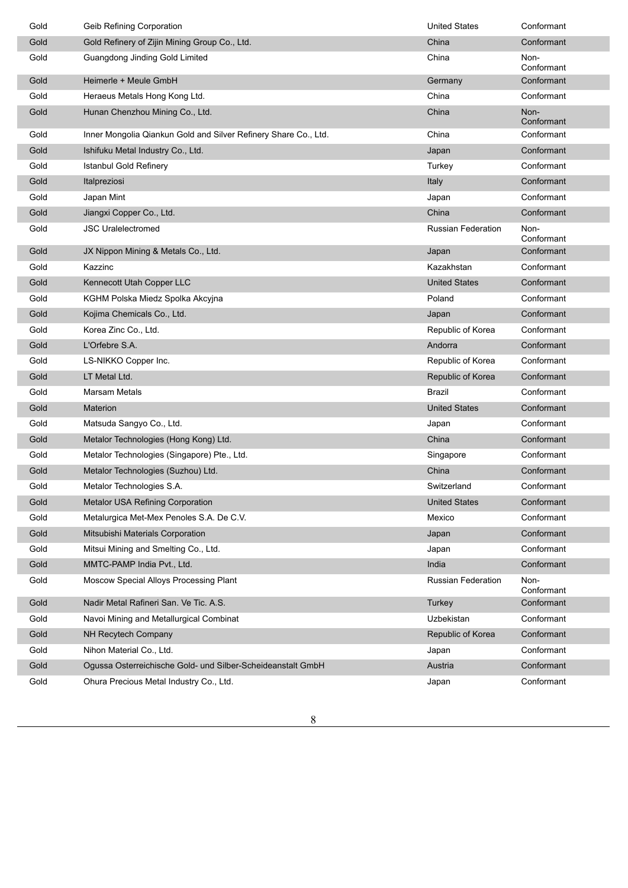| | | | |
|---|---|---|---|
| Gold | Geib Refining Corporation | United States | Conformant |
| Gold | Gold Refinery of Zijin Mining Group Co., Ltd. | China | Conformant |
| Gold | Guangdong Jinding Gold Limited | China | Non-Conformant |
| Gold | Heimerle + Meule GmbH | Germany | Conformant |
| Gold | Heraeus Metals Hong Kong Ltd. | China | Conformant |
| Gold | Hunan Chenzhou Mining Co., Ltd. | China | Non-Conformant |
| Gold | Inner Mongolia Qiankun Gold and Silver Refinery Share Co., Ltd. | China | Conformant |
| Gold | Ishifuku Metal Industry Co., Ltd. | Japan | Conformant |
| Gold | Istanbul Gold Refinery | Turkey | Conformant |
| Gold | Italpreziosi | Italy | Conformant |
| Gold | Japan Mint | Japan | Conformant |
| Gold | Jiangxi Copper Co., Ltd. | China | Conformant |
| Gold | JSC Uralelectromed | Russian Federation | Non-Conformant |
| Gold | JX Nippon Mining & Metals Co., Ltd. | Japan | Conformant |
| Gold | Kazzinc | Kazakhstan | Conformant |
| Gold | Kennecott Utah Copper LLC | United States | Conformant |
| Gold | KGHM Polska Miedz Spolka Akcyjna | Poland | Conformant |
| Gold | Kojima Chemicals Co., Ltd. | Japan | Conformant |
| Gold | Korea Zinc Co., Ltd. | Republic of Korea | Conformant |
| Gold | L'Orfebre S.A. | Andorra | Conformant |
| Gold | LS-NIKKO Copper Inc. | Republic of Korea | Conformant |
| Gold | LT Metal Ltd. | Republic of Korea | Conformant |
| Gold | Marsam Metals | Brazil | Conformant |
| Gold | Materion | United States | Conformant |
| Gold | Matsuda Sangyo Co., Ltd. | Japan | Conformant |
| Gold | Metalor Technologies (Hong Kong) Ltd. | China | Conformant |
| Gold | Metalor Technologies (Singapore) Pte., Ltd. | Singapore | Conformant |
| Gold | Metalor Technologies (Suzhou) Ltd. | China | Conformant |
| Gold | Metalor Technologies S.A. | Switzerland | Conformant |
| Gold | Metalor USA Refining Corporation | United States | Conformant |
| Gold | Metalurgica Met-Mex Penoles S.A. De C.V. | Mexico | Conformant |
| Gold | Mitsubishi Materials Corporation | Japan | Conformant |
| Gold | Mitsui Mining and Smelting Co., Ltd. | Japan | Conformant |
| Gold | MMTC-PAMP India Pvt., Ltd. | India | Conformant |
| Gold | Moscow Special Alloys Processing Plant | Russian Federation | Non-Conformant |
| Gold | Nadir Metal Rafineri San. Ve Tic. A.S. | Turkey | Conformant |
| Gold | Navoi Mining and Metallurgical Combinat | Uzbekistan | Conformant |
| Gold | NH Recytech Company | Republic of Korea | Conformant |
| Gold | Nihon Material Co., Ltd. | Japan | Conformant |
| Gold | Ogussa Osterreichische Gold- und Silber-Scheideanstalt GmbH | Austria | Conformant |
| Gold | Ohura Precious Metal Industry Co., Ltd. | Japan | Conformant |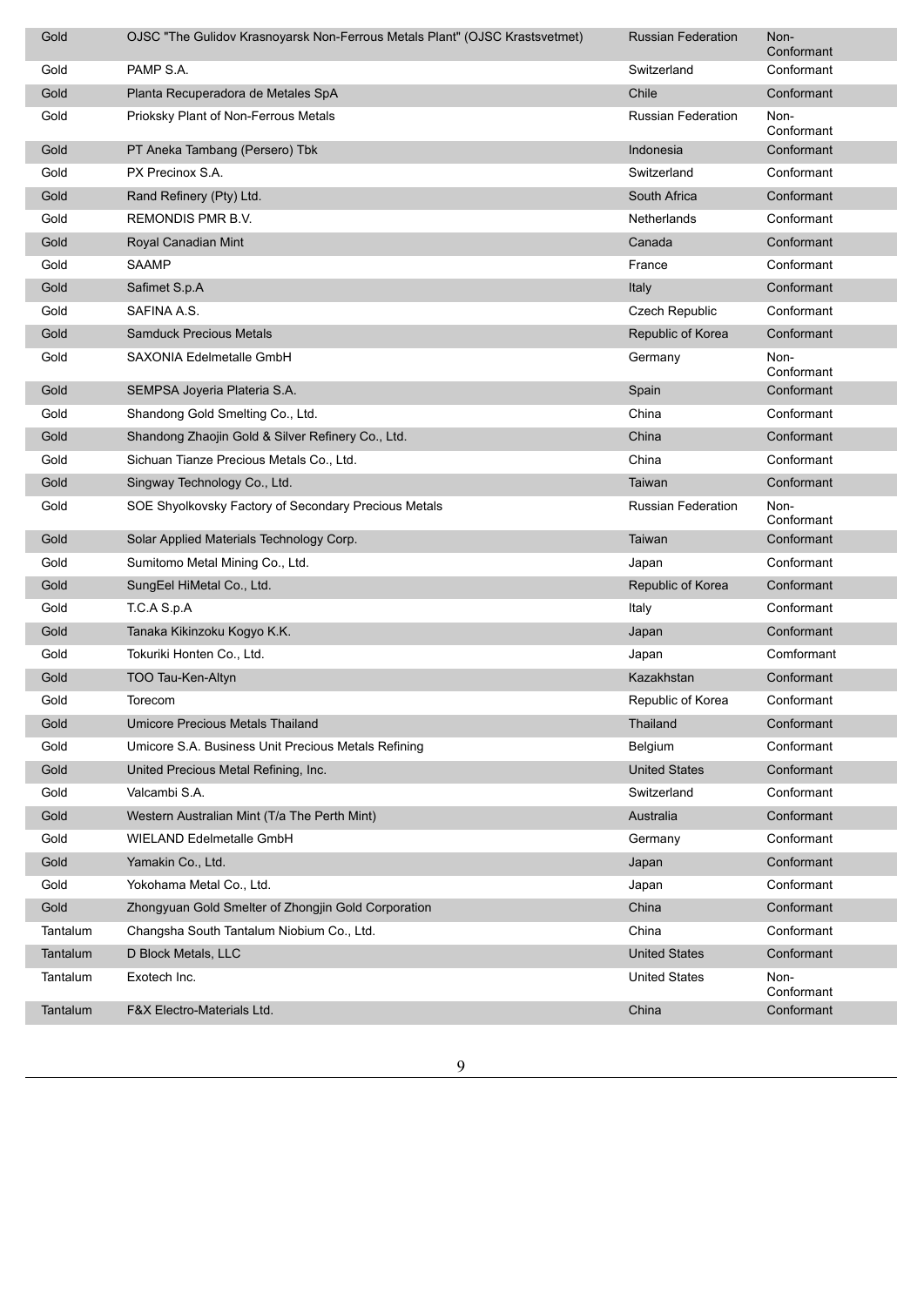| Gold | OJSC "The Gulidov Krasnoyarsk Non-Ferrous Metals Plant" (OJSC Krastsvetmet) | Russian Federation | Non-Conformant |
|---|---|---|---|
| Gold | PAMP S.A. | Switzerland | Conformant |
| Gold | Planta Recuperadora de Metales SpA | Chile | Conformant |
| Gold | Prioksky Plant of Non-Ferrous Metals | Russian Federation | Non-Conformant |
| Gold | PT Aneka Tambang (Persero) Tbk | Indonesia | Conformant |
| Gold | PX Precinox S.A. | Switzerland | Conformant |
| Gold | Rand Refinery (Pty) Ltd. | South Africa | Conformant |
| Gold | REMONDIS PMR B.V. | Netherlands | Conformant |
| Gold | Royal Canadian Mint | Canada | Conformant |
| Gold | SAAMP | France | Conformant |
| Gold | Safimet S.p.A | Italy | Conformant |
| Gold | SAFINA A.S. | Czech Republic | Conformant |
| Gold | Samduck Precious Metals | Republic of Korea | Conformant |
| Gold | SAXONIA Edelmetalle GmbH | Germany | Non-Conformant |
| Gold | SEMPSA Joyeria Plateria S.A. | Spain | Conformant |
| Gold | Shandong Gold Smelting Co., Ltd. | China | Conformant |
| Gold | Shandong Zhaojin Gold & Silver Refinery Co., Ltd. | China | Conformant |
| Gold | Sichuan Tianze Precious Metals Co., Ltd. | China | Conformant |
| Gold | Singway Technology Co., Ltd. | Taiwan | Conformant |
| Gold | SOE Shyolkovsky Factory of Secondary Precious Metals | Russian Federation | Non-Conformant |
| Gold | Solar Applied Materials Technology Corp. | Taiwan | Conformant |
| Gold | Sumitomo Metal Mining Co., Ltd. | Japan | Conformant |
| Gold | SungEel HiMetal Co., Ltd. | Republic of Korea | Conformant |
| Gold | T.C.A S.p.A | Italy | Conformant |
| Gold | Tanaka Kikinzoku Kogyo K.K. | Japan | Conformant |
| Gold | Tokuriki Honten Co., Ltd. | Japan | Comformant |
| Gold | TOO Tau-Ken-Altyn | Kazakhstan | Conformant |
| Gold | Torecom | Republic of Korea | Conformant |
| Gold | Umicore Precious Metals Thailand | Thailand | Conformant |
| Gold | Umicore S.A. Business Unit Precious Metals Refining | Belgium | Conformant |
| Gold | United Precious Metal Refining, Inc. | United States | Conformant |
| Gold | Valcambi S.A. | Switzerland | Conformant |
| Gold | Western Australian Mint (T/a The Perth Mint) | Australia | Conformant |
| Gold | WIELAND Edelmetalle GmbH | Germany | Conformant |
| Gold | Yamakin Co., Ltd. | Japan | Conformant |
| Gold | Yokohama Metal Co., Ltd. | Japan | Conformant |
| Gold | Zhongyuan Gold Smelter of Zhongjin Gold Corporation | China | Conformant |
| Tantalum | Changsha South Tantalum Niobium Co., Ltd. | China | Conformant |
| Tantalum | D Block Metals, LLC | United States | Conformant |
| Tantalum | Exotech Inc. | United States | Non-Conformant |
| Tantalum | F&X Electro-Materials Ltd. | China | Conformant |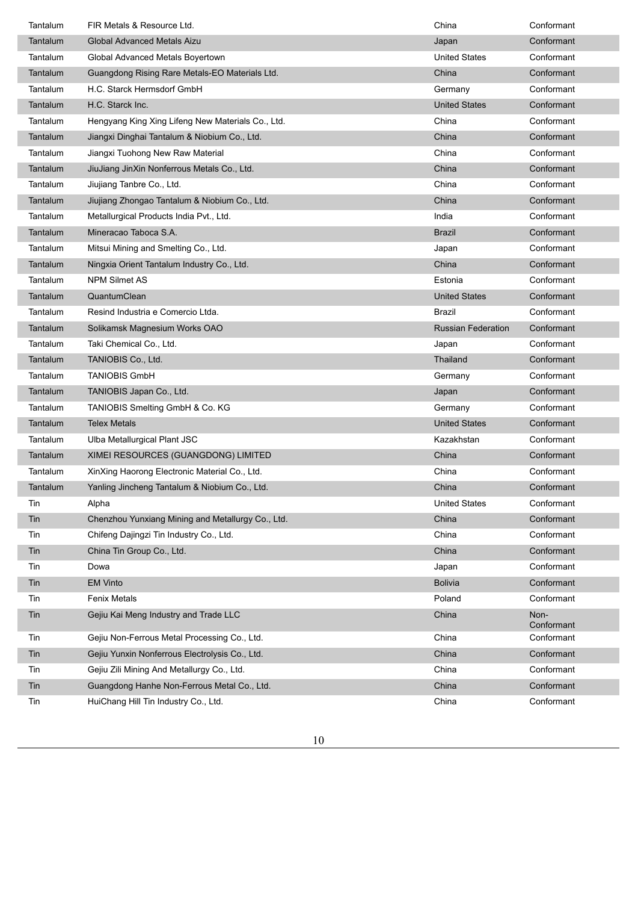| Tantalum | FIR Metals & Resource Ltd. | China | Conformant |
|---|---|---|---|
| Tantalum | Global Advanced Metals Aizu | Japan | Conformant |
| Tantalum | Global Advanced Metals Boyertown | United States | Conformant |
| Tantalum | Guangdong Rising Rare Metals-EO Materials Ltd. | China | Conformant |
| Tantalum | H.C. Starck Hermsdorf GmbH | Germany | Conformant |
| Tantalum | H.C. Starck Inc. | United States | Conformant |
| Tantalum | Hengyang King Xing Lifeng New Materials Co., Ltd. | China | Conformant |
| Tantalum | Jiangxi Dinghai Tantalum & Niobium Co., Ltd. | China | Conformant |
| Tantalum | Jiangxi Tuohong New Raw Material | China | Conformant |
| Tantalum | JiuJiang JinXin Nonferrous Metals Co., Ltd. | China | Conformant |
| Tantalum | Jiujiang Tanbre Co., Ltd. | China | Conformant |
| Tantalum | Jiujiang Zhongao Tantalum & Niobium Co., Ltd. | China | Conformant |
| Tantalum | Metallurgical Products India Pvt., Ltd. | India | Conformant |
| Tantalum | Mineracao Taboca S.A. | Brazil | Conformant |
| Tantalum | Mitsui Mining and Smelting Co., Ltd. | Japan | Conformant |
| Tantalum | Ningxia Orient Tantalum Industry Co., Ltd. | China | Conformant |
| Tantalum | NPM Silmet AS | Estonia | Conformant |
| Tantalum | QuantumClean | United States | Conformant |
| Tantalum | Resind Industria e Comercio Ltda. | Brazil | Conformant |
| Tantalum | Solikamsk Magnesium Works OAO | Russian Federation | Conformant |
| Tantalum | Taki Chemical Co., Ltd. | Japan | Conformant |
| Tantalum | TANIOBIS Co., Ltd. | Thailand | Conformant |
| Tantalum | TANIOBIS GmbH | Germany | Conformant |
| Tantalum | TANIOBIS Japan Co., Ltd. | Japan | Conformant |
| Tantalum | TANIOBIS Smelting GmbH & Co. KG | Germany | Conformant |
| Tantalum | Telex Metals | United States | Conformant |
| Tantalum | Ulba Metallurgical Plant JSC | Kazakhstan | Conformant |
| Tantalum | XIMEI RESOURCES (GUANGDONG) LIMITED | China | Conformant |
| Tantalum | XinXing Haorong Electronic Material Co., Ltd. | China | Conformant |
| Tantalum | Yanling Jincheng Tantalum & Niobium Co., Ltd. | China | Conformant |
| Tin | Alpha | United States | Conformant |
| Tin | Chenzhou Yunxiang Mining and Metallurgy Co., Ltd. | China | Conformant |
| Tin | Chifeng Dajingzi Tin Industry Co., Ltd. | China | Conformant |
| Tin | China Tin Group Co., Ltd. | China | Conformant |
| Tin | Dowa | Japan | Conformant |
| Tin | EM Vinto | Bolivia | Conformant |
| Tin | Fenix Metals | Poland | Conformant |
| Tin | Gejiu Kai Meng Industry and Trade LLC | China | Non-Conformant |
| Tin | Gejiu Non-Ferrous Metal Processing Co., Ltd. | China | Conformant |
| Tin | Gejiu Yunxin Nonferrous Electrolysis Co., Ltd. | China | Conformant |
| Tin | Gejiu Zili Mining And Metallurgy Co., Ltd. | China | Conformant |
| Tin | Guangdong Hanhe Non-Ferrous Metal Co., Ltd. | China | Conformant |
| Tin | HuiChang Hill Tin Industry Co., Ltd. | China | Conformant |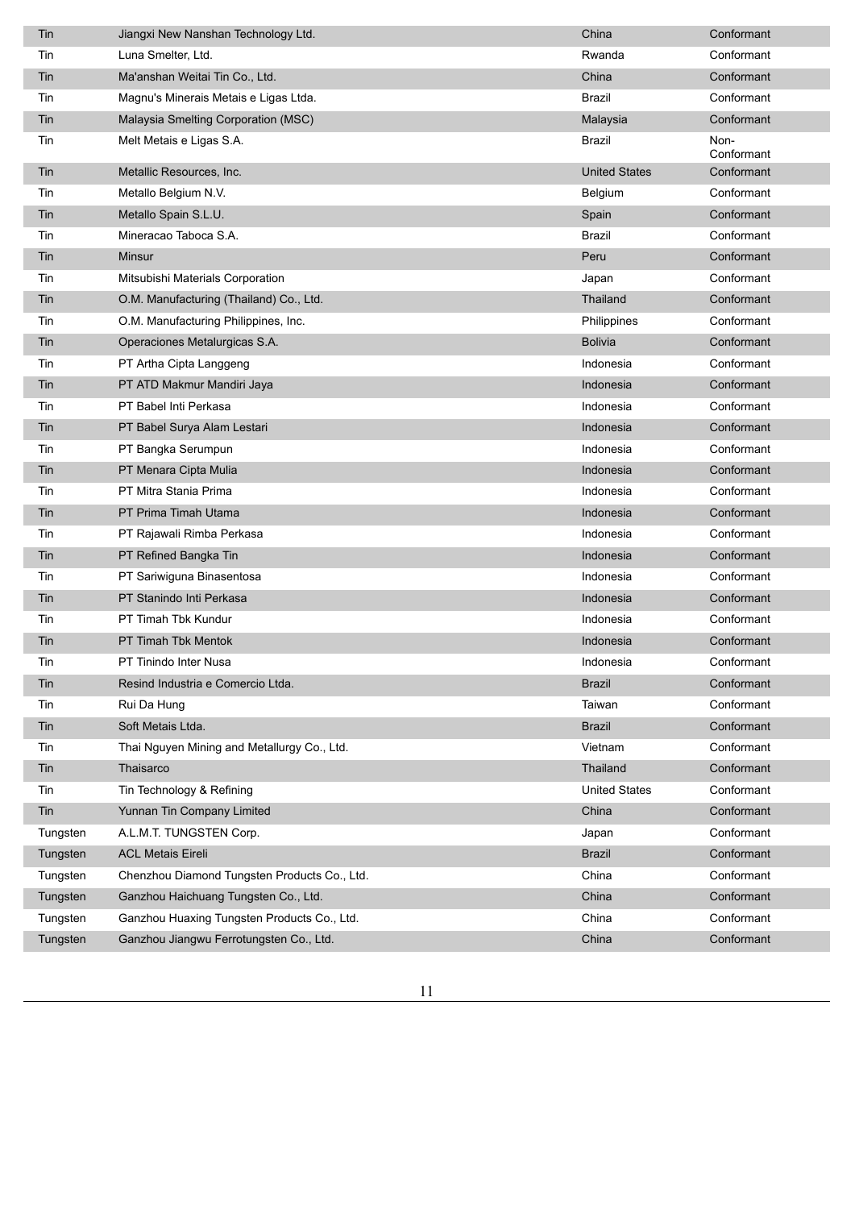| Tin | Jiangxi New Nanshan Technology Ltd. | China | Conformant |
|---|---|---|---|
| Tin | Luna Smelter, Ltd. | Rwanda | Conformant |
| Tin | Ma'anshan Weitai Tin Co., Ltd. | China | Conformant |
| Tin | Magnu's Minerais Metais e Ligas Ltda. | Brazil | Conformant |
| Tin | Malaysia Smelting Corporation (MSC) | Malaysia | Conformant |
| Tin | Melt Metais e Ligas S.A. | Brazil | Non-Conformant |
| Tin | Metallic Resources, Inc. | United States | Conformant |
| Tin | Metallo Belgium N.V. | Belgium | Conformant |
| Tin | Metallo Spain S.L.U. | Spain | Conformant |
| Tin | Mineracao Taboca S.A. | Brazil | Conformant |
| Tin | Minsur | Peru | Conformant |
| Tin | Mitsubishi Materials Corporation | Japan | Conformant |
| Tin | O.M. Manufacturing (Thailand) Co., Ltd. | Thailand | Conformant |
| Tin | O.M. Manufacturing Philippines, Inc. | Philippines | Conformant |
| Tin | Operaciones Metalurgicas S.A. | Bolivia | Conformant |
| Tin | PT Artha Cipta Langgeng | Indonesia | Conformant |
| Tin | PT ATD Makmur Mandiri Jaya | Indonesia | Conformant |
| Tin | PT Babel Inti Perkasa | Indonesia | Conformant |
| Tin | PT Babel Surya Alam Lestari | Indonesia | Conformant |
| Tin | PT Bangka Serumpun | Indonesia | Conformant |
| Tin | PT Menara Cipta Mulia | Indonesia | Conformant |
| Tin | PT Mitra Stania Prima | Indonesia | Conformant |
| Tin | PT Prima Timah Utama | Indonesia | Conformant |
| Tin | PT Rajawali Rimba Perkasa | Indonesia | Conformant |
| Tin | PT Refined Bangka Tin | Indonesia | Conformant |
| Tin | PT Sariwiguna Binasentosa | Indonesia | Conformant |
| Tin | PT Stanindo Inti Perkasa | Indonesia | Conformant |
| Tin | PT Timah Tbk Kundur | Indonesia | Conformant |
| Tin | PT Timah Tbk Mentok | Indonesia | Conformant |
| Tin | PT Tinindo Inter Nusa | Indonesia | Conformant |
| Tin | Resind Industria e Comercio Ltda. | Brazil | Conformant |
| Tin | Rui Da Hung | Taiwan | Conformant |
| Tin | Soft Metais Ltda. | Brazil | Conformant |
| Tin | Thai Nguyen Mining and Metallurgy Co., Ltd. | Vietnam | Conformant |
| Tin | Thaisarco | Thailand | Conformant |
| Tin | Tin Technology & Refining | United States | Conformant |
| Tin | Yunnan Tin Company Limited | China | Conformant |
| Tungsten | A.L.M.T. TUNGSTEN Corp. | Japan | Conformant |
| Tungsten | ACL Metais Eireli | Brazil | Conformant |
| Tungsten | Chenzhou Diamond Tungsten Products Co., Ltd. | China | Conformant |
| Tungsten | Ganzhou Haichuang Tungsten Co., Ltd. | China | Conformant |
| Tungsten | Ganzhou Huaxing Tungsten Products Co., Ltd. | China | Conformant |
| Tungsten | Ganzhou Jiangwu Ferrotungsten Co., Ltd. | China | Conformant |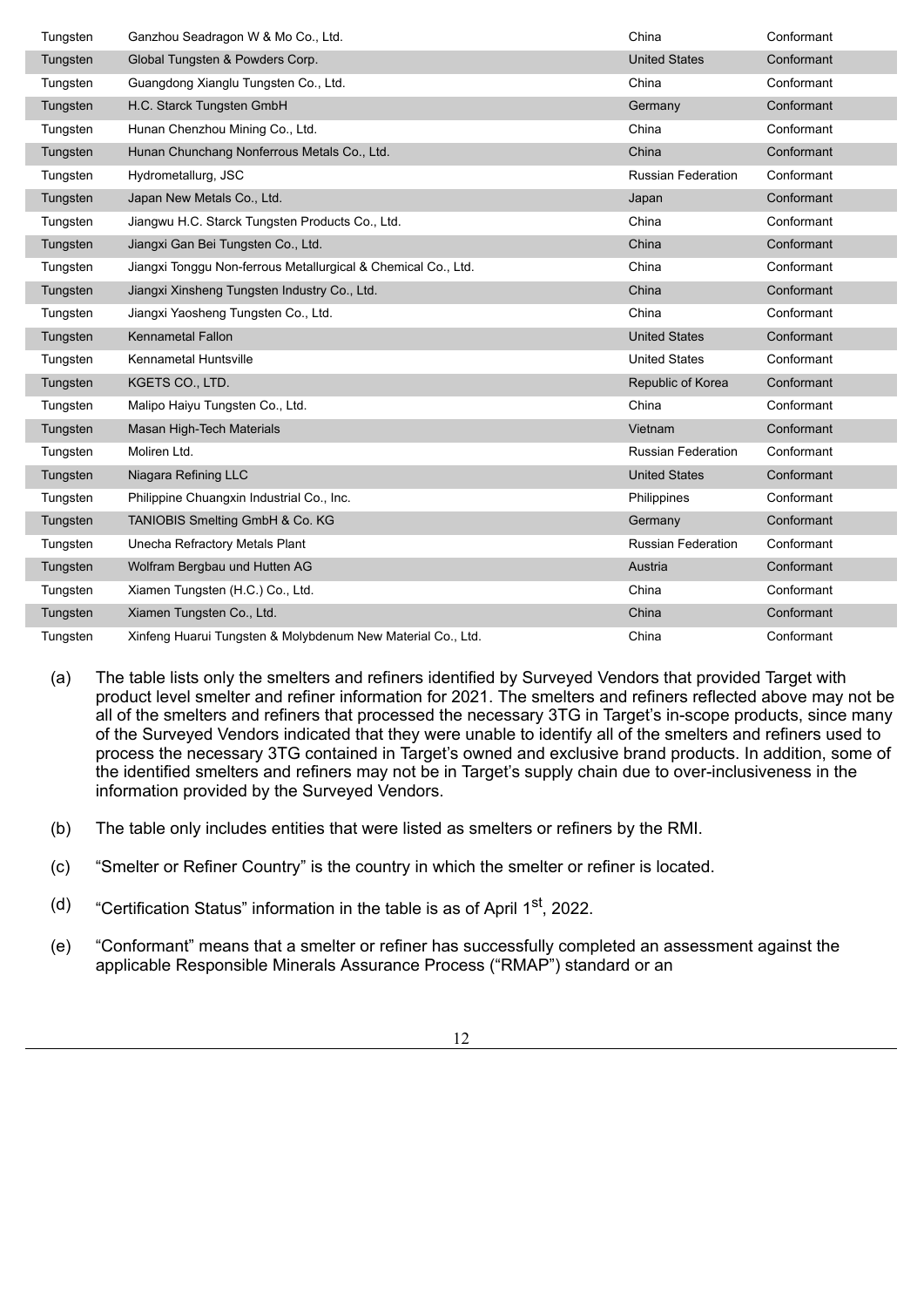| Tungsten | Ganzhou Seadragon W & Mo Co., Ltd. | China | Conformant |
|---|---|---|---|
| Tungsten | Global Tungsten & Powders Corp. | United States | Conformant |
| Tungsten | Guangdong Xianglu Tungsten Co., Ltd. | China | Conformant |
| Tungsten | H.C. Starck Tungsten GmbH | Germany | Conformant |
| Tungsten | Hunan Chenzhou Mining Co., Ltd. | China | Conformant |
| Tungsten | Hunan Chunchang Nonferrous Metals Co., Ltd. | China | Conformant |
| Tungsten | Hydrometallurg, JSC | Russian Federation | Conformant |
| Tungsten | Japan New Metals Co., Ltd. | Japan | Conformant |
| Tungsten | Jiangwu H.C. Starck Tungsten Products Co., Ltd. | China | Conformant |
| Tungsten | Jiangxi Gan Bei Tungsten Co., Ltd. | China | Conformant |
| Tungsten | Jiangxi Tonggu Non-ferrous Metallurgical & Chemical Co., Ltd. | China | Conformant |
| Tungsten | Jiangxi Xinsheng Tungsten Industry Co., Ltd. | China | Conformant |
| Tungsten | Jiangxi Yaosheng Tungsten Co., Ltd. | China | Conformant |
| Tungsten | Kennametal Fallon | United States | Conformant |
| Tungsten | Kennametal Huntsville | United States | Conformant |
| Tungsten | KGETS CO., LTD. | Republic of Korea | Conformant |
| Tungsten | Malipo Haiyu Tungsten Co., Ltd. | China | Conformant |
| Tungsten | Masan High-Tech Materials | Vietnam | Conformant |
| Tungsten | Moliren Ltd. | Russian Federation | Conformant |
| Tungsten | Niagara Refining LLC | United States | Conformant |
| Tungsten | Philippine Chuangxin Industrial Co., Inc. | Philippines | Conformant |
| Tungsten | TANIOBIS Smelting GmbH & Co. KG | Germany | Conformant |
| Tungsten | Unecha Refractory Metals Plant | Russian Federation | Conformant |
| Tungsten | Wolfram Bergbau und Hutten AG | Austria | Conformant |
| Tungsten | Xiamen Tungsten (H.C.) Co., Ltd. | China | Conformant |
| Tungsten | Xiamen Tungsten Co., Ltd. | China | Conformant |
| Tungsten | Xinfeng Huarui Tungsten & Molybdenum New Material Co., Ltd. | China | Conformant |

(a) The table lists only the smelters and refiners identified by Surveyed Vendors that provided Target with product level smelter and refiner information for 2021. The smelters and refiners reflected above may not be all of the smelters and refiners that processed the necessary 3TG in Target's in-scope products, since many of the Surveyed Vendors indicated that they were unable to identify all of the smelters and refiners used to process the necessary 3TG contained in Target's owned and exclusive brand products. In addition, some of the identified smelters and refiners may not be in Target's supply chain due to over-inclusiveness in the information provided by the Surveyed Vendors.

(b) The table only includes entities that were listed as smelters or refiners by the RMI.

(c) "Smelter or Refiner Country" is the country in which the smelter or refiner is located.

(d) "Certification Status" information in the table is as of April 1st, 2022.

(e) "Conformant" means that a smelter or refiner has successfully completed an assessment against the applicable Responsible Minerals Assurance Process ("RMAP") standard or an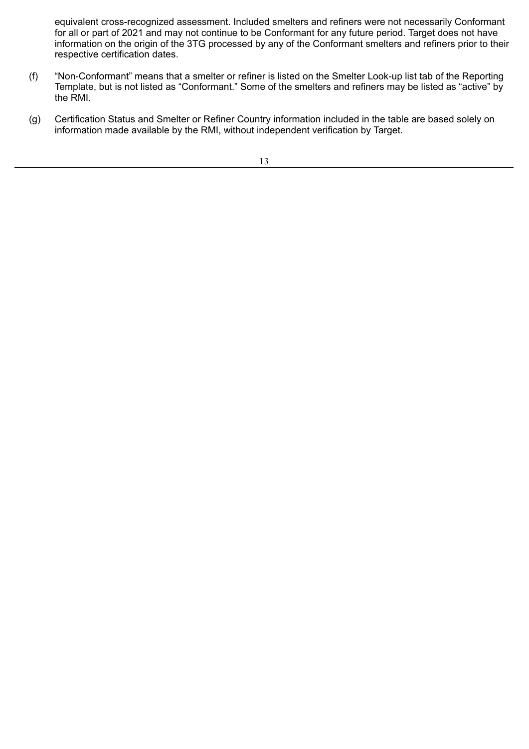equivalent cross-recognized assessment. Included smelters and refiners were not necessarily Conformant for all or part of 2021 and may not continue to be Conformant for any future period. Target does not have information on the origin of the 3TG processed by any of the Conformant smelters and refiners prior to their respective certification dates.

(f) "Non-Conformant" means that a smelter or refiner is listed on the Smelter Look-up list tab of the Reporting Template, but is not listed as "Conformant." Some of the smelters and refiners may be listed as "active" by the RMI.

(g) Certification Status and Smelter or Refiner Country information included in the table are based solely on information made available by the RMI, without independent verification by Target.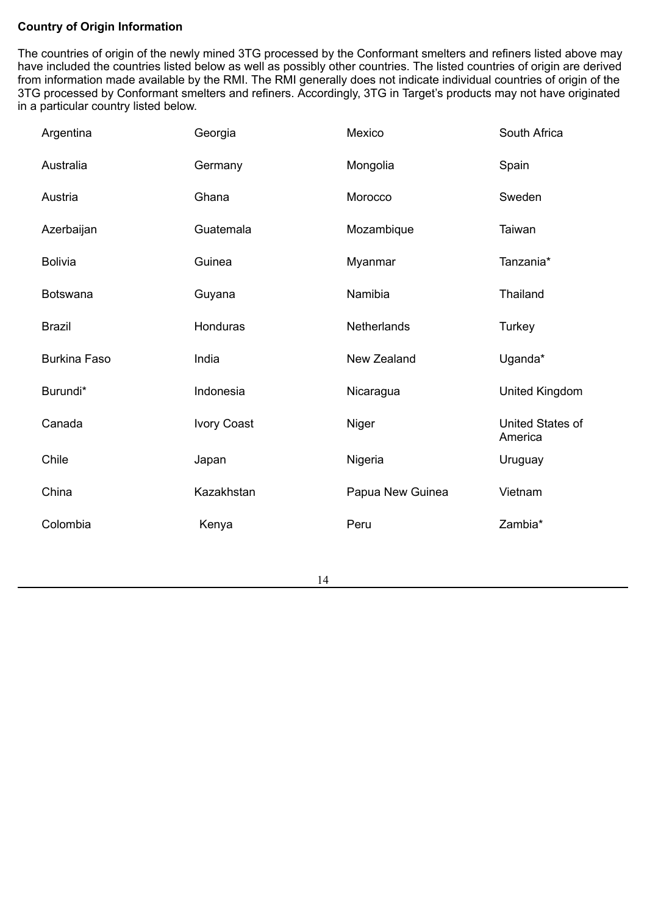**Country of Origin Information**

The countries of origin of the newly mined 3TG processed by the Conformant smelters and refiners listed above may have included the countries listed below as well as possibly other countries. The listed countries of origin are derived from information made available by the RMI. The RMI generally does not indicate individual countries of origin of the 3TG processed by Conformant smelters and refiners. Accordingly, 3TG in Target’s products may not have originated in a particular country listed below.

| | | | |
|---|---|---|---|
| Argentina | Georgia | Mexico | South Africa |
| Australia | Germany | Mongolia | Spain |
| Austria | Ghana | Morocco | Sweden |
| Azerbaijan | Guatemala | Mozambique | Taiwan |
| Bolivia | Guinea | Myanmar | Tanzania* |
| Botswana | Guyana | Namibia | Thailand |
| Brazil | Honduras | Netherlands | Turkey |
| Burkina Faso | India | New Zealand | Uganda* |
| Burundi* | Indonesia | Nicaragua | United Kingdom |
| Canada | Ivory Coast | Niger | United States of America |
| Chile | Japan | Nigeria | Uruguay |
| China | Kazakhstan | Papua New Guinea | Vietnam |
| Colombia | Kenya | Peru | Zambia* |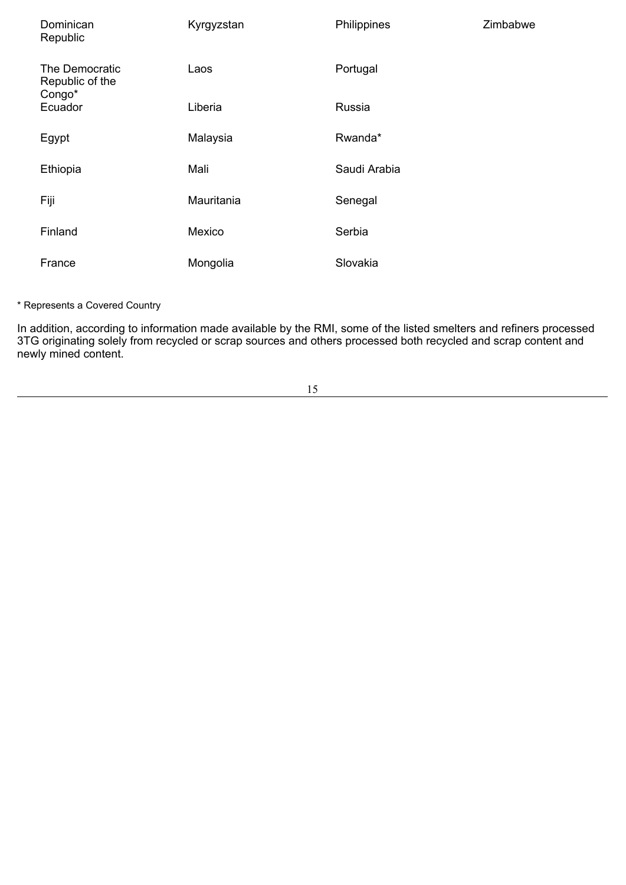| | | | |
|---|---|---|---|
| Dominican Republic | Kyrgyzstan | Philippines | Zimbabwe |
| The Democratic Republic of the Congo* | Laos | Portugal | |
| Ecuador | Liberia | Russia | |
| Egypt | Malaysia | Rwanda* | |
| Ethiopia | Mali | Saudi Arabia | |
| Fiji | Mauritania | Senegal | |
| Finland | Mexico | Serbia | |
| France | Mongolia | Slovakia | |

* Represents a Covered Country

In addition, according to information made available by the RMI, some of the listed smelters and refiners processed 3TG originating solely from recycled or scrap sources and others processed both recycled and scrap content and newly mined content.